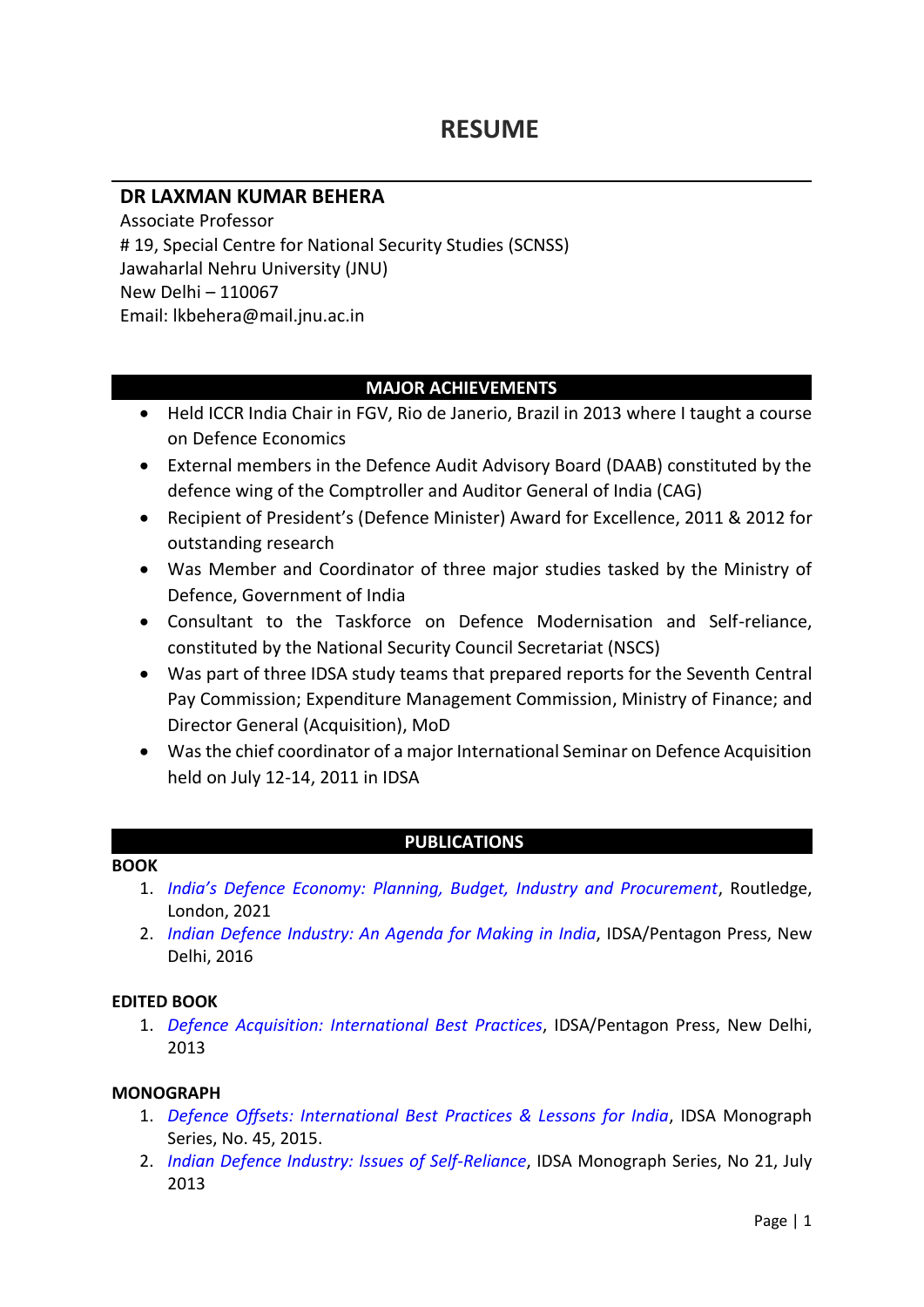# RESUME

## DR LAXMAN KUMAR BEHERA

Associate Professor
# 19, Special Centre for National Security Studies (SCNSS)
Jawaharlal Nehru University (JNU)
New Delhi – 110067
Email: lkbehera@mail.jnu.ac.in

## MAJOR ACHIEVEMENTS

- Held ICCR India Chair in FGV, Rio de Janerio, Brazil in 2013 where I taught a course on Defence Economics
- External members in the Defence Audit Advisory Board (DAAB) constituted by the defence wing of the Comptroller and Auditor General of India (CAG)
- Recipient of President's (Defence Minister) Award for Excellence, 2011 & 2012 for outstanding research
- Was Member and Coordinator of three major studies tasked by the Ministry of Defence, Government of India
- Consultant to the Taskforce on Defence Modernisation and Self-reliance, constituted by the National Security Council Secretariat (NSCS)
- Was part of three IDSA study teams that prepared reports for the Seventh Central Pay Commission; Expenditure Management Commission, Ministry of Finance; and Director General (Acquisition), MoD
- Was the chief coordinator of a major International Seminar on Defence Acquisition held on July 12-14, 2011 in IDSA

## PUBLICATIONS

### BOOK

1. *India's Defence Economy: Planning, Budget, Industry and Procurement*, Routledge, London, 2021
2. *Indian Defence Industry: An Agenda for Making in India*, IDSA/Pentagon Press, New Delhi, 2016

### EDITED BOOK

1. *Defence Acquisition: International Best Practices*, IDSA/Pentagon Press, New Delhi, 2013

### MONOGRAPH

1. *Defence Offsets: International Best Practices & Lessons for India*, IDSA Monograph Series, No. 45, 2015.
2. *Indian Defence Industry: Issues of Self-Reliance*, IDSA Monograph Series, No 21, July 2013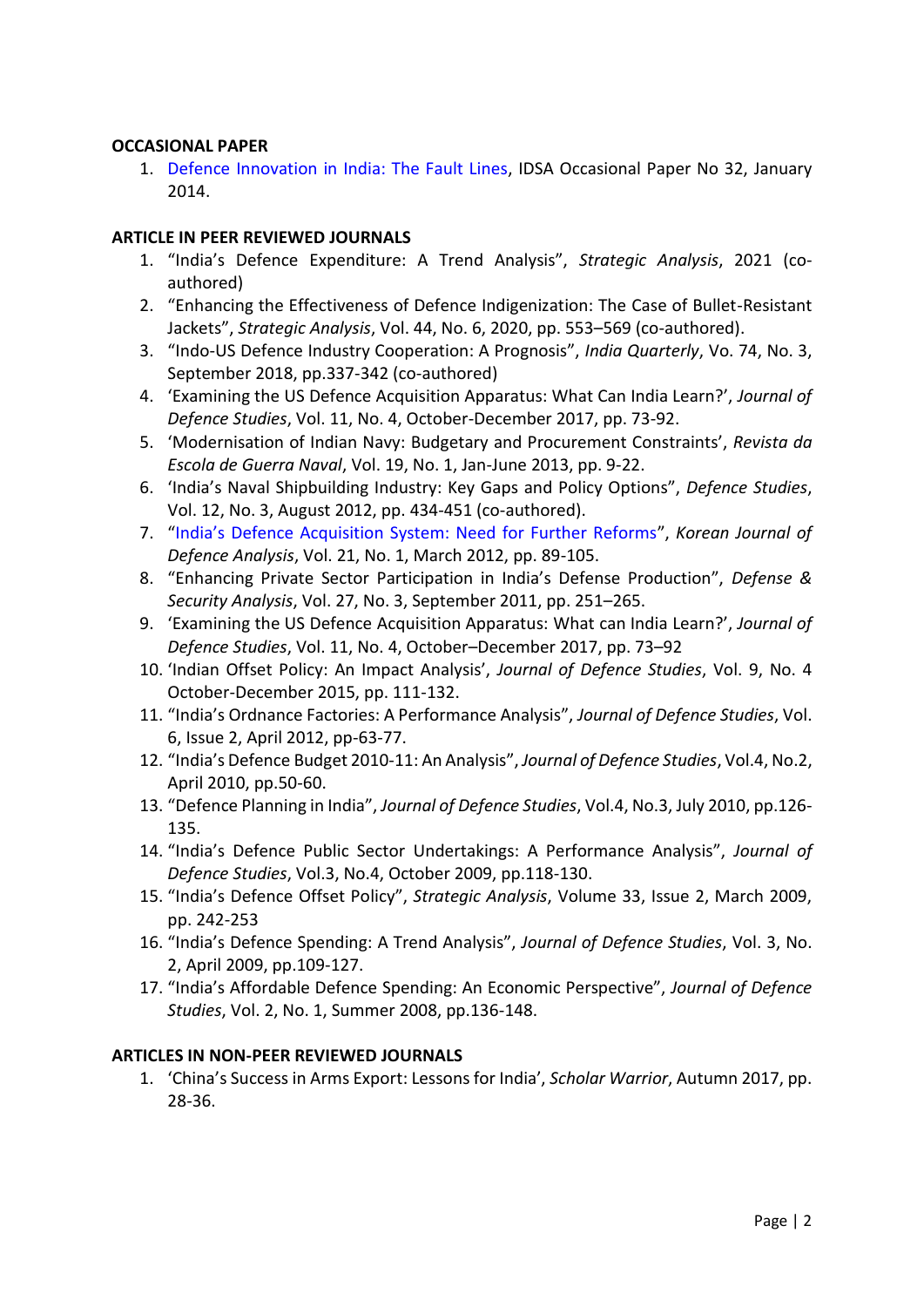**OCCASIONAL PAPER**

1. Defence Innovation in India: The Fault Lines, IDSA Occasional Paper No 32, January 2014.

**ARTICLE IN PEER REVIEWED JOURNALS**

1. "India's Defence Expenditure: A Trend Analysis", *Strategic Analysis*, 2021 (co-authored)
2. "Enhancing the Effectiveness of Defence Indigenization: The Case of Bullet-Resistant Jackets", *Strategic Analysis*, Vol. 44, No. 6, 2020, pp. 553–569 (co-authored).
3. "Indo-US Defence Industry Cooperation: A Prognosis", *India Quarterly*, Vo. 74, No. 3, September 2018, pp.337-342 (co-authored)
4. 'Examining the US Defence Acquisition Apparatus: What Can India Learn?', *Journal of Defence Studies*, Vol. 11, No. 4, October-December 2017, pp. 73-92.
5. 'Modernisation of Indian Navy: Budgetary and Procurement Constraints', *Revista da Escola de Guerra Naval*, Vol. 19, No. 1, Jan-June 2013, pp. 9-22.
6. 'India's Naval Shipbuilding Industry: Key Gaps and Policy Options", *Defence Studies*, Vol. 12, No. 3, August 2012, pp. 434-451 (co-authored).
7. "India's Defence Acquisition System: Need for Further Reforms", *Korean Journal of Defence Analysis*, Vol. 21, No. 1, March 2012, pp. 89-105.
8. "Enhancing Private Sector Participation in India's Defense Production", *Defense & Security Analysis*, Vol. 27, No. 3, September 2011, pp. 251–265.
9. 'Examining the US Defence Acquisition Apparatus: What can India Learn?', *Journal of Defence Studies*, Vol. 11, No. 4, October–December 2017, pp. 73–92
10. 'Indian Offset Policy: An Impact Analysis', *Journal of Defence Studies*, Vol. 9, No. 4 October-December 2015, pp. 111-132.
11. "India's Ordnance Factories: A Performance Analysis", *Journal of Defence Studies*, Vol. 6, Issue 2, April 2012, pp-63-77.
12. "India's Defence Budget 2010-11: An Analysis", *Journal of Defence Studies*, Vol.4, No.2, April 2010, pp.50-60.
13. "Defence Planning in India", *Journal of Defence Studies*, Vol.4, No.3, July 2010, pp.126-135.
14. "India's Defence Public Sector Undertakings: A Performance Analysis", *Journal of Defence Studies*, Vol.3, No.4, October 2009, pp.118-130.
15. "India's Defence Offset Policy", *Strategic Analysis*, Volume 33, Issue 2, March 2009, pp. 242-253
16. "India's Defence Spending: A Trend Analysis", *Journal of Defence Studies*, Vol. 3, No. 2, April 2009, pp.109-127.
17. "India's Affordable Defence Spending: An Economic Perspective", *Journal of Defence Studies*, Vol. 2, No. 1, Summer 2008, pp.136-148.

**ARTICLES IN NON-PEER REVIEWED JOURNALS**

1. 'China's Success in Arms Export: Lessons for India', *Scholar Warrior*, Autumn 2017, pp. 28-36.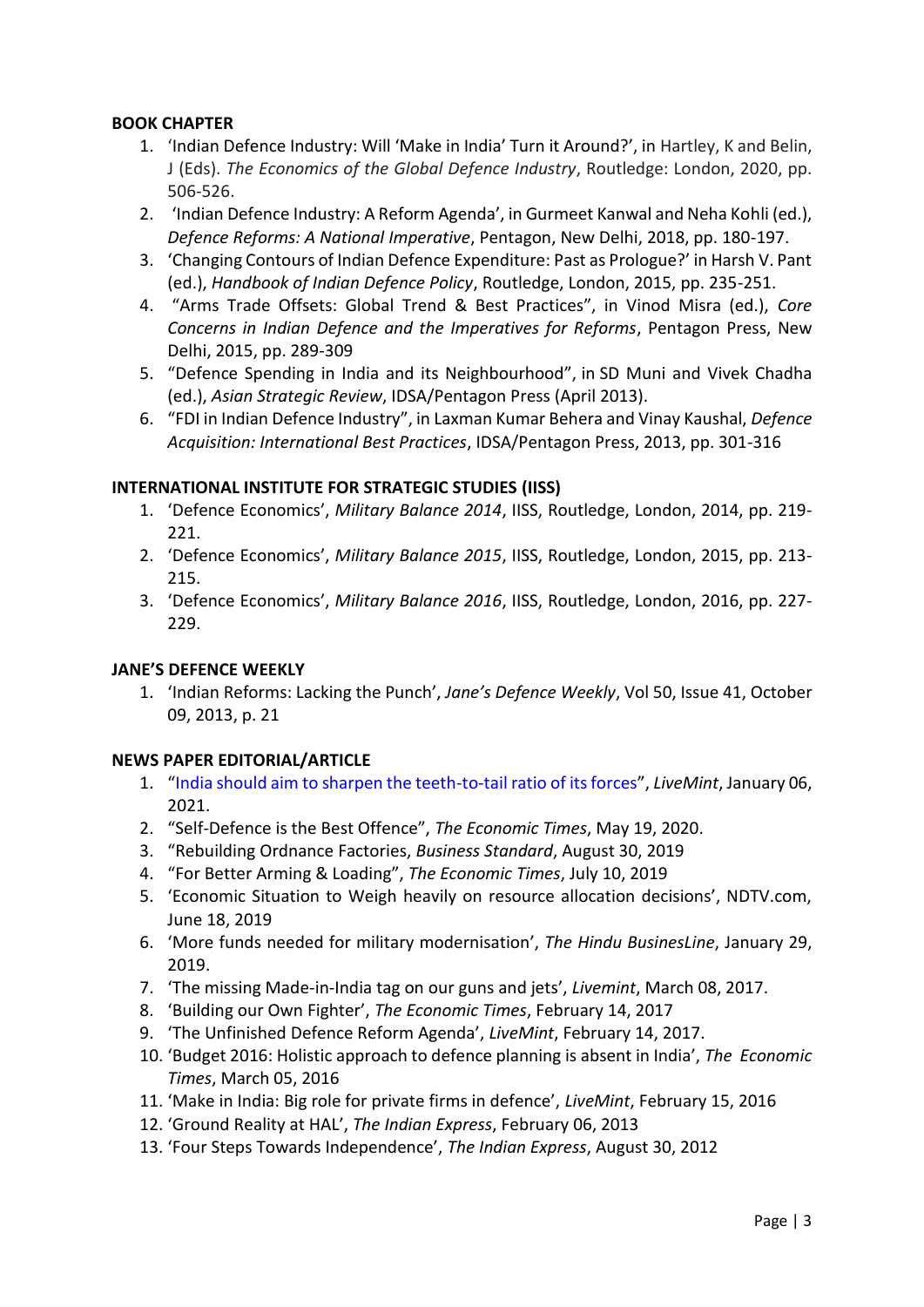**BOOK CHAPTER**

1. 'Indian Defence Industry: Will 'Make in India' Turn it Around?', in Hartley, K and Belin, J (Eds). *The Economics of the Global Defence Industry*, Routledge: London, 2020, pp. 506-526.
2. 'Indian Defence Industry: A Reform Agenda', in Gurmeet Kanwal and Neha Kohli (ed.), *Defence Reforms: A National Imperative*, Pentagon, New Delhi, 2018, pp. 180-197.
3. 'Changing Contours of Indian Defence Expenditure: Past as Prologue?' in Harsh V. Pant (ed.), *Handbook of Indian Defence Policy*, Routledge, London, 2015, pp. 235-251.
4. "Arms Trade Offsets: Global Trend & Best Practices", in Vinod Misra (ed.), *Core Concerns in Indian Defence and the Imperatives for Reforms*, Pentagon Press, New Delhi, 2015, pp. 289-309
5. "Defence Spending in India and its Neighbourhood", in SD Muni and Vivek Chadha (ed.), *Asian Strategic Review*, IDSA/Pentagon Press (April 2013).
6. "FDI in Indian Defence Industry", in Laxman Kumar Behera and Vinay Kaushal, *Defence Acquisition: International Best Practices*, IDSA/Pentagon Press, 2013, pp. 301-316

**INTERNATIONAL INSTITUTE FOR STRATEGIC STUDIES (IISS)**

1. 'Defence Economics', *Military Balance 2014*, IISS, Routledge, London, 2014, pp. 219-221.
2. 'Defence Economics', *Military Balance 2015*, IISS, Routledge, London, 2015, pp. 213-215.
3. 'Defence Economics', *Military Balance 2016*, IISS, Routledge, London, 2016, pp. 227-229.

**JANE'S DEFENCE WEEKLY**

1. 'Indian Reforms: Lacking the Punch', *Jane's Defence Weekly*, Vol 50, Issue 41, October 09, 2013, p. 21

**NEWS PAPER EDITORIAL/ARTICLE**

1. "India should aim to sharpen the teeth-to-tail ratio of its forces", *LiveMint*, January 06, 2021.
2. "Self-Defence is the Best Offence", *The Economic Times*, May 19, 2020.
3. "Rebuilding Ordnance Factories, *Business Standard*, August 30, 2019
4. "For Better Arming & Loading", *The Economic Times*, July 10, 2019
5. 'Economic Situation to Weigh heavily on resource allocation decisions', NDTV.com, June 18, 2019
6. 'More funds needed for military modernisation', *The Hindu BusinesLine*, January 29, 2019.
7. 'The missing Made-in-India tag on our guns and jets', *Livemint*, March 08, 2017.
8. 'Building our Own Fighter', *The Economic Times*, February 14, 2017
9. 'The Unfinished Defence Reform Agenda', *LiveMint*, February 14, 2017.
10. 'Budget 2016: Holistic approach to defence planning is absent in India', *The Economic Times*, March 05, 2016
11. 'Make in India: Big role for private firms in defence', *LiveMint*, February 15, 2016
12. 'Ground Reality at HAL', *The Indian Express*, February 06, 2013
13. 'Four Steps Towards Independence', *The Indian Express*, August 30, 2012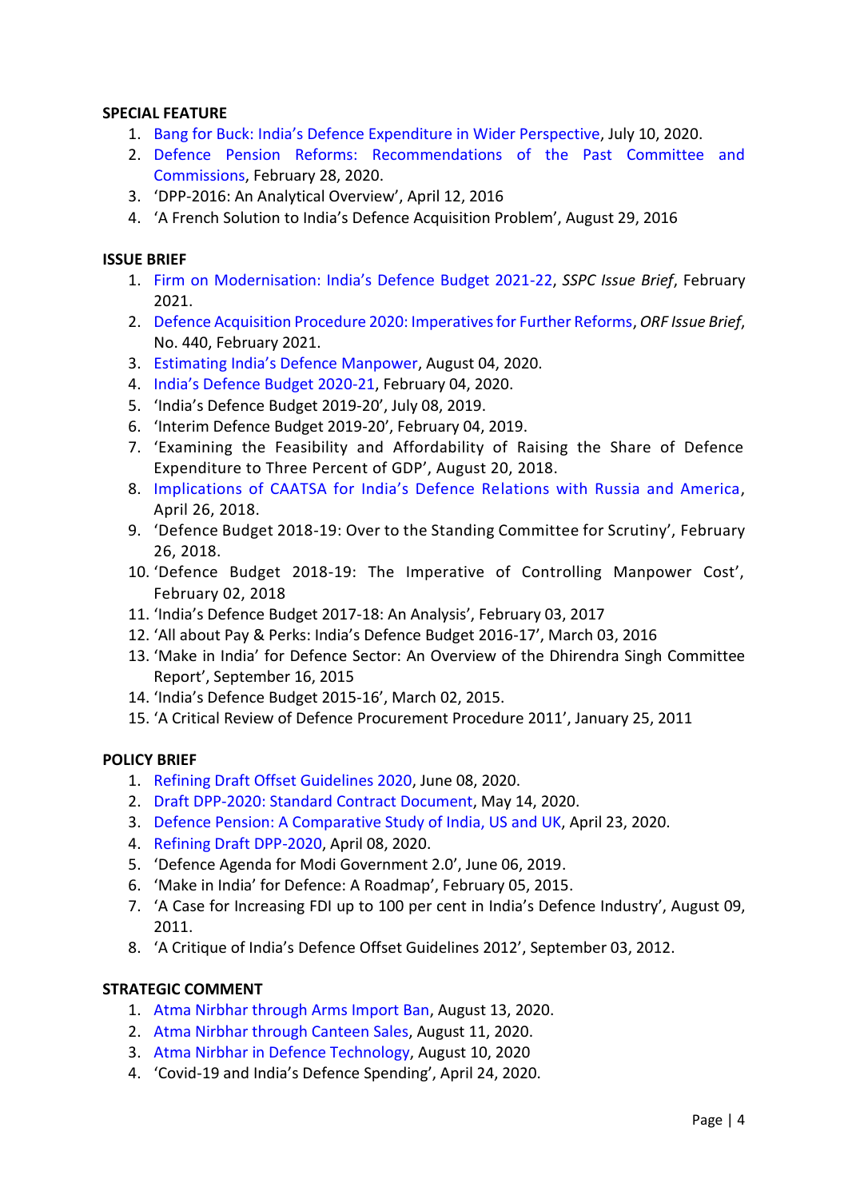**SPECIAL FEATURE**

1. Bang for Buck: India's Defence Expenditure in Wider Perspective, July 10, 2020.
2. Defence Pension Reforms: Recommendations of the Past Committee and Commissions, February 28, 2020.
3. 'DPP-2016: An Analytical Overview', April 12, 2016
4. 'A French Solution to India's Defence Acquisition Problem', August 29, 2016

**ISSUE BRIEF**

1. Firm on Modernisation: India's Defence Budget 2021-22, *SSPC Issue Brief*, February 2021.
2. Defence Acquisition Procedure 2020: Imperatives for Further Reforms, *ORF Issue Brief*, No. 440, February 2021.
3. Estimating India's Defence Manpower, August 04, 2020.
4. India's Defence Budget 2020-21, February 04, 2020.
5. 'India's Defence Budget 2019-20', July 08, 2019.
6. 'Interim Defence Budget 2019-20', February 04, 2019.
7. 'Examining the Feasibility and Affordability of Raising the Share of Defence Expenditure to Three Percent of GDP', August 20, 2018.
8. Implications of CAATSA for India's Defence Relations with Russia and America, April 26, 2018.
9. 'Defence Budget 2018-19: Over to the Standing Committee for Scrutiny', February 26, 2018.
10. 'Defence Budget 2018-19: The Imperative of Controlling Manpower Cost', February 02, 2018
11. 'India's Defence Budget 2017-18: An Analysis', February 03, 2017
12. 'All about Pay & Perks: India's Defence Budget 2016-17', March 03, 2016
13. 'Make in India' for Defence Sector: An Overview of the Dhirendra Singh Committee Report', September 16, 2015
14. 'India's Defence Budget 2015-16', March 02, 2015.
15. 'A Critical Review of Defence Procurement Procedure 2011', January 25, 2011

**POLICY BRIEF**

1. Refining Draft Offset Guidelines 2020, June 08, 2020.
2. Draft DPP-2020: Standard Contract Document, May 14, 2020.
3. Defence Pension: A Comparative Study of India, US and UK, April 23, 2020.
4. Refining Draft DPP-2020, April 08, 2020.
5. 'Defence Agenda for Modi Government 2.0', June 06, 2019.
6. 'Make in India' for Defence: A Roadmap', February 05, 2015.
7. 'A Case for Increasing FDI up to 100 per cent in India's Defence Industry', August 09, 2011.
8. 'A Critique of India's Defence Offset Guidelines 2012', September 03, 2012.

**STRATEGIC COMMENT**

1. Atma Nirbhar through Arms Import Ban, August 13, 2020.
2. Atma Nirbhar through Canteen Sales, August 11, 2020.
3. Atma Nirbhar in Defence Technology, August 10, 2020
4. 'Covid-19 and India's Defence Spending', April 24, 2020.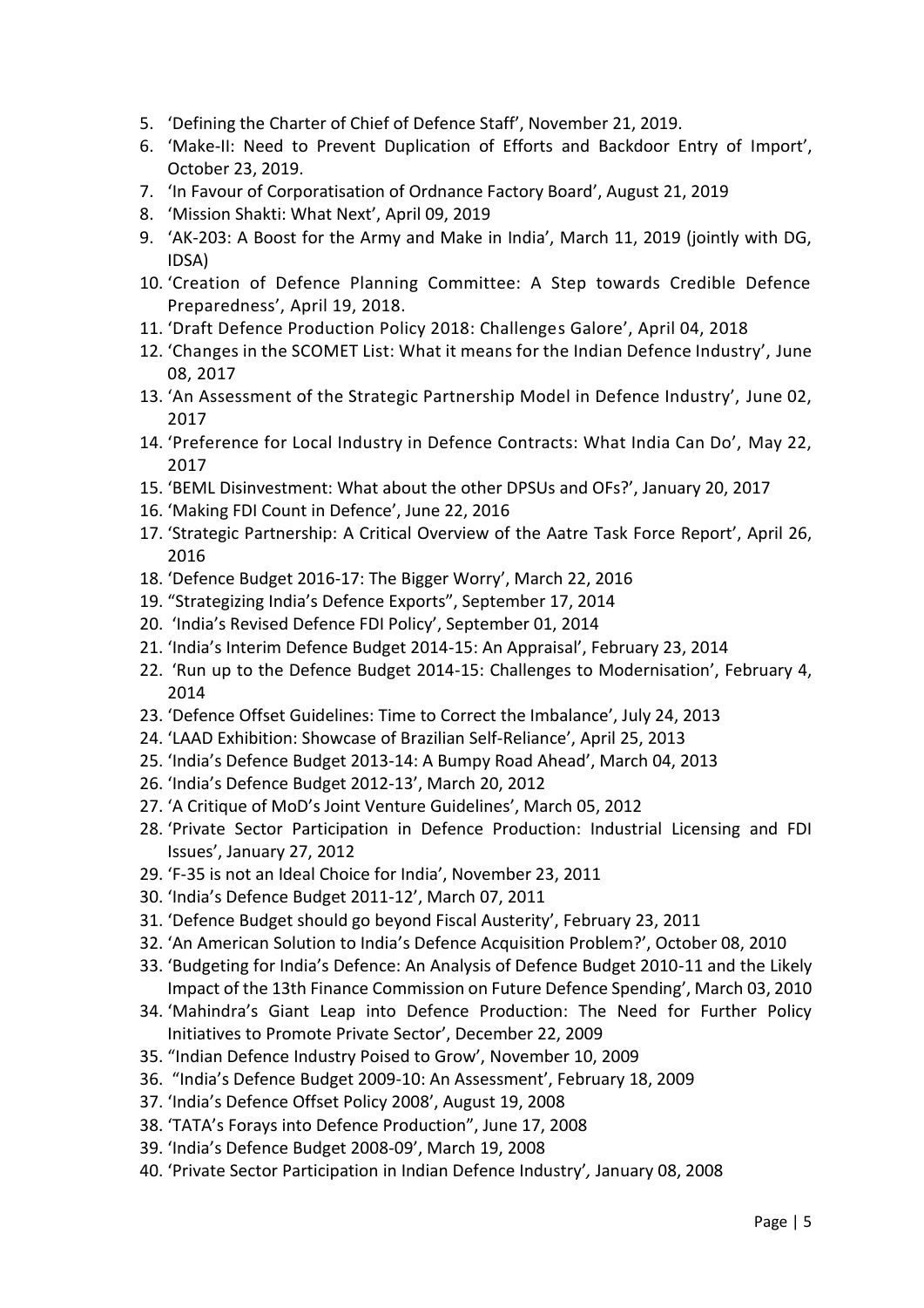5. 'Defining the Charter of Chief of Defence Staff', November 21, 2019.
6. 'Make-II: Need to Prevent Duplication of Efforts and Backdoor Entry of Import', October 23, 2019.
7. 'In Favour of Corporatisation of Ordnance Factory Board', August 21, 2019
8. 'Mission Shakti: What Next', April 09, 2019
9. 'AK-203: A Boost for the Army and Make in India', March 11, 2019 (jointly with DG, IDSA)
10. 'Creation of Defence Planning Committee: A Step towards Credible Defence Preparedness', April 19, 2018.
11. 'Draft Defence Production Policy 2018: Challenges Galore', April 04, 2018
12. 'Changes in the SCOMET List: What it means for the Indian Defence Industry', June 08, 2017
13. 'An Assessment of the Strategic Partnership Model in Defence Industry', June 02, 2017
14. 'Preference for Local Industry in Defence Contracts: What India Can Do', May 22, 2017
15. 'BEML Disinvestment: What about the other DPSUs and OFs?', January 20, 2017
16. 'Making FDI Count in Defence', June 22, 2016
17. 'Strategic Partnership: A Critical Overview of the Aatre Task Force Report', April 26, 2016
18. 'Defence Budget 2016-17: The Bigger Worry', March 22, 2016
19. "Strategizing India's Defence Exports", September 17, 2014
20. 'India's Revised Defence FDI Policy', September 01, 2014
21. 'India's Interim Defence Budget 2014-15: An Appraisal', February 23, 2014
22. 'Run up to the Defence Budget 2014-15: Challenges to Modernisation', February 4, 2014
23. 'Defence Offset Guidelines: Time to Correct the Imbalance', July 24, 2013
24. 'LAAD Exhibition: Showcase of Brazilian Self-Reliance', April 25, 2013
25. 'India's Defence Budget 2013-14: A Bumpy Road Ahead', March 04, 2013
26. 'India's Defence Budget 2012-13', March 20, 2012
27. 'A Critique of MoD's Joint Venture Guidelines', March 05, 2012
28. 'Private Sector Participation in Defence Production: Industrial Licensing and FDI Issues', January 27, 2012
29. 'F-35 is not an Ideal Choice for India', November 23, 2011
30. 'India's Defence Budget 2011-12', March 07, 2011
31. 'Defence Budget should go beyond Fiscal Austerity', February 23, 2011
32. 'An American Solution to India's Defence Acquisition Problem?', October 08, 2010
33. 'Budgeting for India's Defence: An Analysis of Defence Budget 2010-11 and the Likely Impact of the 13th Finance Commission on Future Defence Spending', March 03, 2010
34. 'Mahindra's Giant Leap into Defence Production: The Need for Further Policy Initiatives to Promote Private Sector', December 22, 2009
35. "Indian Defence Industry Poised to Grow", November 10, 2009
36. "India's Defence Budget 2009-10: An Assessment", February 18, 2009
37. 'India's Defence Offset Policy 2008', August 19, 2008
38. 'TATA's Forays into Defence Production", June 17, 2008
39. 'India's Defence Budget 2008-09', March 19, 2008
40. 'Private Sector Participation in Indian Defence Industry', January 08, 2008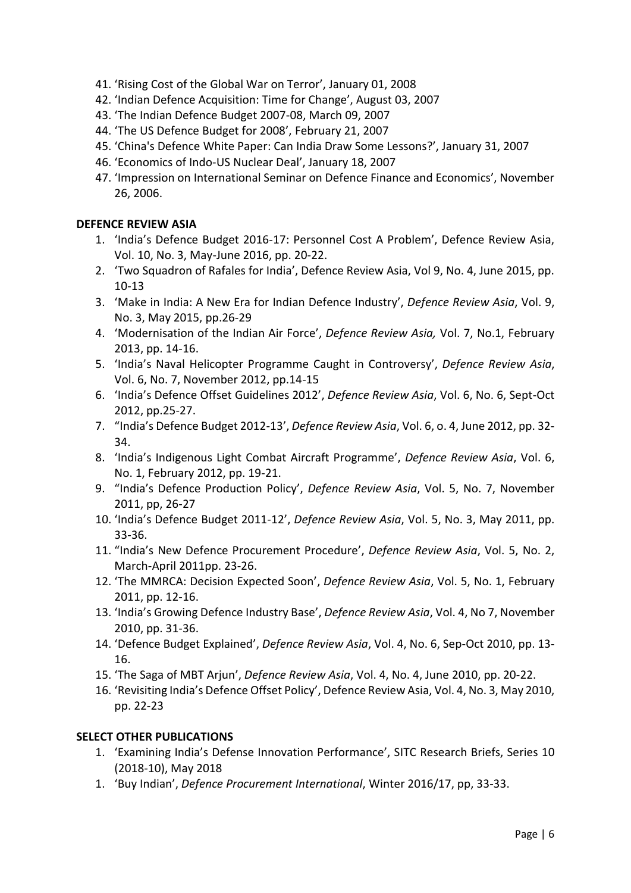41. 'Rising Cost of the Global War on Terror', January 01, 2008
42. 'Indian Defence Acquisition: Time for Change', August 03, 2007
43. 'The Indian Defence Budget 2007-08, March 09, 2007
44. 'The US Defence Budget for 2008', February 21, 2007
45. 'China's Defence White Paper: Can India Draw Some Lessons?', January 31, 2007
46. 'Economics of Indo-US Nuclear Deal', January 18, 2007
47. 'Impression on International Seminar on Defence Finance and Economics', November 26, 2006.

**DEFENCE REVIEW ASIA**

1. 'India's Defence Budget 2016-17: Personnel Cost A Problem', Defence Review Asia, Vol. 10, No. 3, May-June 2016, pp. 20-22.
2. 'Two Squadron of Rafales for India', Defence Review Asia, Vol 9, No. 4, June 2015, pp. 10-13
3. 'Make in India: A New Era for Indian Defence Industry', *Defence Review Asia*, Vol. 9, No. 3, May 2015, pp.26-29
4. 'Modernisation of the Indian Air Force', *Defence Review Asia,* Vol. 7, No.1, February 2013, pp. 14-16.
5. 'India's Naval Helicopter Programme Caught in Controversy', *Defence Review Asia*, Vol. 6, No. 7, November 2012, pp.14-15
6. 'India's Defence Offset Guidelines 2012', *Defence Review Asia*, Vol. 6, No. 6, Sept-Oct 2012, pp.25-27.
7. "India's Defence Budget 2012-13', *Defence Review Asia*, Vol. 6, o. 4, June 2012, pp. 32-34.
8. 'India's Indigenous Light Combat Aircraft Programme', *Defence Review Asia*, Vol. 6, No. 1, February 2012, pp. 19-21.
9. "India's Defence Production Policy', *Defence Review Asia*, Vol. 5, No. 7, November 2011, pp, 26-27
10. 'India's Defence Budget 2011-12', *Defence Review Asia*, Vol. 5, No. 3, May 2011, pp. 33-36.
11. "India's New Defence Procurement Procedure', *Defence Review Asia*, Vol. 5, No. 2, March-April 2011pp. 23-26.
12. 'The MMRCA: Decision Expected Soon', *Defence Review Asia*, Vol. 5, No. 1, February 2011, pp. 12-16.
13. 'India's Growing Defence Industry Base', *Defence Review Asia*, Vol. 4, No 7, November 2010, pp. 31-36.
14. 'Defence Budget Explained', *Defence Review Asia*, Vol. 4, No. 6, Sep-Oct 2010, pp. 13-16.
15. 'The Saga of MBT Arjun', *Defence Review Asia*, Vol. 4, No. 4, June 2010, pp. 20-22.
16. 'Revisiting India's Defence Offset Policy', Defence Review Asia, Vol. 4, No. 3, May 2010, pp. 22-23

**SELECT OTHER PUBLICATIONS**

1. 'Examining India's Defense Innovation Performance', SITC Research Briefs, Series 10 (2018-10), May 2018
1. 'Buy Indian', *Defence Procurement International*, Winter 2016/17, pp, 33-33.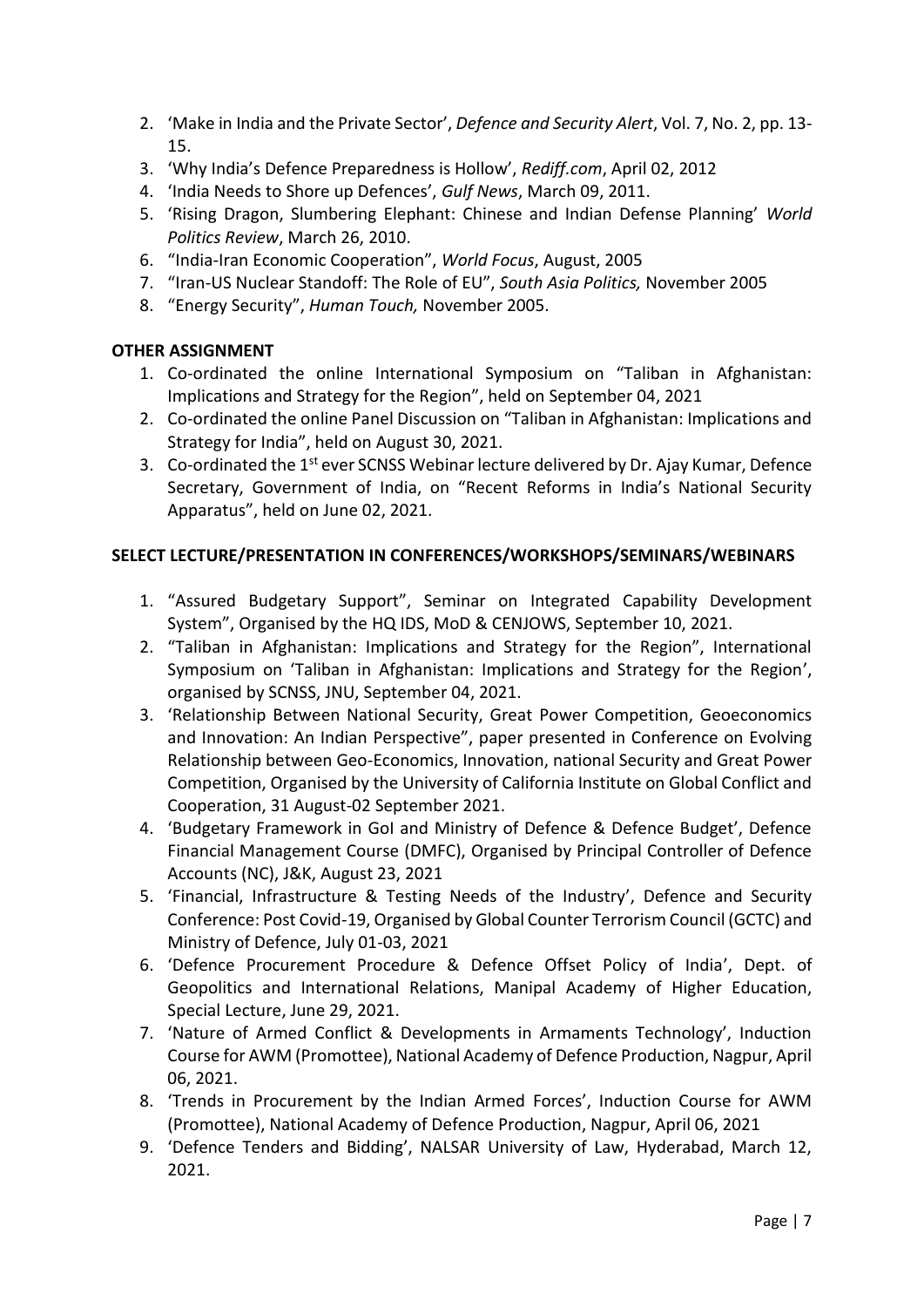2. 'Make in India and the Private Sector', *Defence and Security Alert*, Vol. 7, No. 2, pp. 13-15.
3. 'Why India's Defence Preparedness is Hollow', *Rediff.com*, April 02, 2012
4. 'India Needs to Shore up Defences', *Gulf News*, March 09, 2011.
5. 'Rising Dragon, Slumbering Elephant: Chinese and Indian Defense Planning' *World Politics Review*, March 26, 2010.
6. "India-Iran Economic Cooperation", *World Focus*, August, 2005
7. "Iran-US Nuclear Standoff: The Role of EU", *South Asia Politics,* November 2005
8. "Energy Security", *Human Touch,* November 2005.

**OTHER ASSIGNMENT**

1. Co-ordinated the online International Symposium on "Taliban in Afghanistan: Implications and Strategy for the Region", held on September 04, 2021
2. Co-ordinated the online Panel Discussion on "Taliban in Afghanistan: Implications and Strategy for India", held on August 30, 2021.
3. Co-ordinated the 1st ever SCNSS Webinar lecture delivered by Dr. Ajay Kumar, Defence Secretary, Government of India, on "Recent Reforms in India's National Security Apparatus", held on June 02, 2021.

**SELECT LECTURE/PRESENTATION IN CONFERENCES/WORKSHOPS/SEMINARS/WEBINARS**

1. "Assured Budgetary Support", Seminar on Integrated Capability Development System", Organised by the HQ IDS, MoD & CENJOWS, September 10, 2021.
2. "Taliban in Afghanistan: Implications and Strategy for the Region", International Symposium on 'Taliban in Afghanistan: Implications and Strategy for the Region', organised by SCNSS, JNU, September 04, 2021.
3. 'Relationship Between National Security, Great Power Competition, Geoeconomics and Innovation: An Indian Perspective", paper presented in Conference on Evolving Relationship between Geo-Economics, Innovation, national Security and Great Power Competition, Organised by the University of California Institute on Global Conflict and Cooperation, 31 August-02 September 2021.
4. 'Budgetary Framework in GoI and Ministry of Defence & Defence Budget', Defence Financial Management Course (DMFC), Organised by Principal Controller of Defence Accounts (NC), J&K, August 23, 2021
5. 'Financial, Infrastructure & Testing Needs of the Industry', Defence and Security Conference: Post Covid-19, Organised by Global Counter Terrorism Council (GCTC) and Ministry of Defence, July 01-03, 2021
6. 'Defence Procurement Procedure & Defence Offset Policy of India', Dept. of Geopolitics and International Relations, Manipal Academy of Higher Education, Special Lecture, June 29, 2021.
7. 'Nature of Armed Conflict & Developments in Armaments Technology', Induction Course for AWM (Promottee), National Academy of Defence Production, Nagpur, April 06, 2021.
8. 'Trends in Procurement by the Indian Armed Forces', Induction Course for AWM (Promottee), National Academy of Defence Production, Nagpur, April 06, 2021
9. 'Defence Tenders and Bidding', NALSAR University of Law, Hyderabad, March 12, 2021.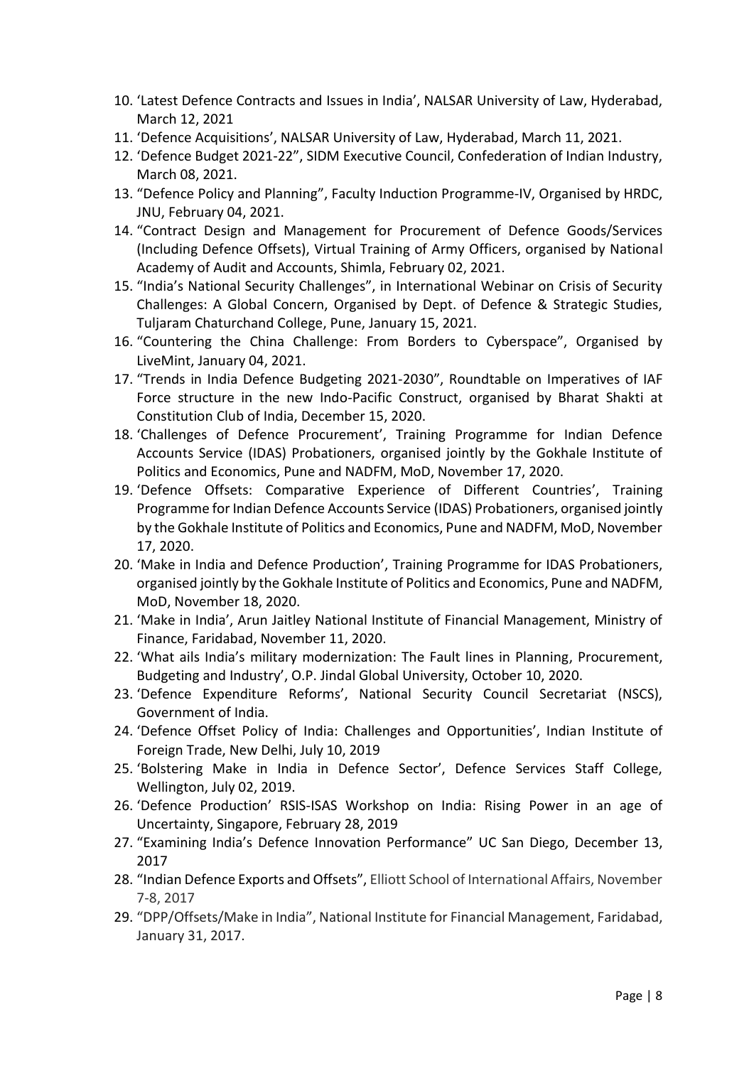10. 'Latest Defence Contracts and Issues in India', NALSAR University of Law, Hyderabad, March 12, 2021
11. 'Defence Acquisitions', NALSAR University of Law, Hyderabad, March 11, 2021.
12. 'Defence Budget 2021-22", SIDM Executive Council, Confederation of Indian Industry, March 08, 2021.
13. "Defence Policy and Planning", Faculty Induction Programme-IV, Organised by HRDC, JNU, February 04, 2021.
14. "Contract Design and Management for Procurement of Defence Goods/Services (Including Defence Offsets), Virtual Training of Army Officers, organised by National Academy of Audit and Accounts, Shimla, February 02, 2021.
15. "India's National Security Challenges", in International Webinar on Crisis of Security Challenges: A Global Concern, Organised by Dept. of Defence & Strategic Studies, Tuljaram Chaturchand College, Pune, January 15, 2021.
16. "Countering the China Challenge: From Borders to Cyberspace", Organised by LiveMint, January 04, 2021.
17. "Trends in India Defence Budgeting 2021-2030", Roundtable on Imperatives of IAF Force structure in the new Indo-Pacific Construct, organised by Bharat Shakti at Constitution Club of India, December 15, 2020.
18. 'Challenges of Defence Procurement', Training Programme for Indian Defence Accounts Service (IDAS) Probationers, organised jointly by the Gokhale Institute of Politics and Economics, Pune and NADFM, MoD, November 17, 2020.
19. 'Defence Offsets: Comparative Experience of Different Countries', Training Programme for Indian Defence Accounts Service (IDAS) Probationers, organised jointly by the Gokhale Institute of Politics and Economics, Pune and NADFM, MoD, November 17, 2020.
20. 'Make in India and Defence Production', Training Programme for IDAS Probationers, organised jointly by the Gokhale Institute of Politics and Economics, Pune and NADFM, MoD, November 18, 2020.
21. 'Make in India', Arun Jaitley National Institute of Financial Management, Ministry of Finance, Faridabad, November 11, 2020.
22. 'What ails India's military modernization: The Fault lines in Planning, Procurement, Budgeting and Industry', O.P. Jindal Global University, October 10, 2020.
23. 'Defence Expenditure Reforms', National Security Council Secretariat (NSCS), Government of India.
24. 'Defence Offset Policy of India: Challenges and Opportunities', Indian Institute of Foreign Trade, New Delhi, July 10, 2019
25. 'Bolstering Make in India in Defence Sector', Defence Services Staff College, Wellington, July 02, 2019.
26. 'Defence Production' RSIS-ISAS Workshop on India: Rising Power in an age of Uncertainty, Singapore, February 28, 2019
27. "Examining India's Defence Innovation Performance" UC San Diego, December 13, 2017
28. "Indian Defence Exports and Offsets", Elliott School of International Affairs, November 7-8, 2017
29. "DPP/Offsets/Make in India", National Institute for Financial Management, Faridabad, January 31, 2017.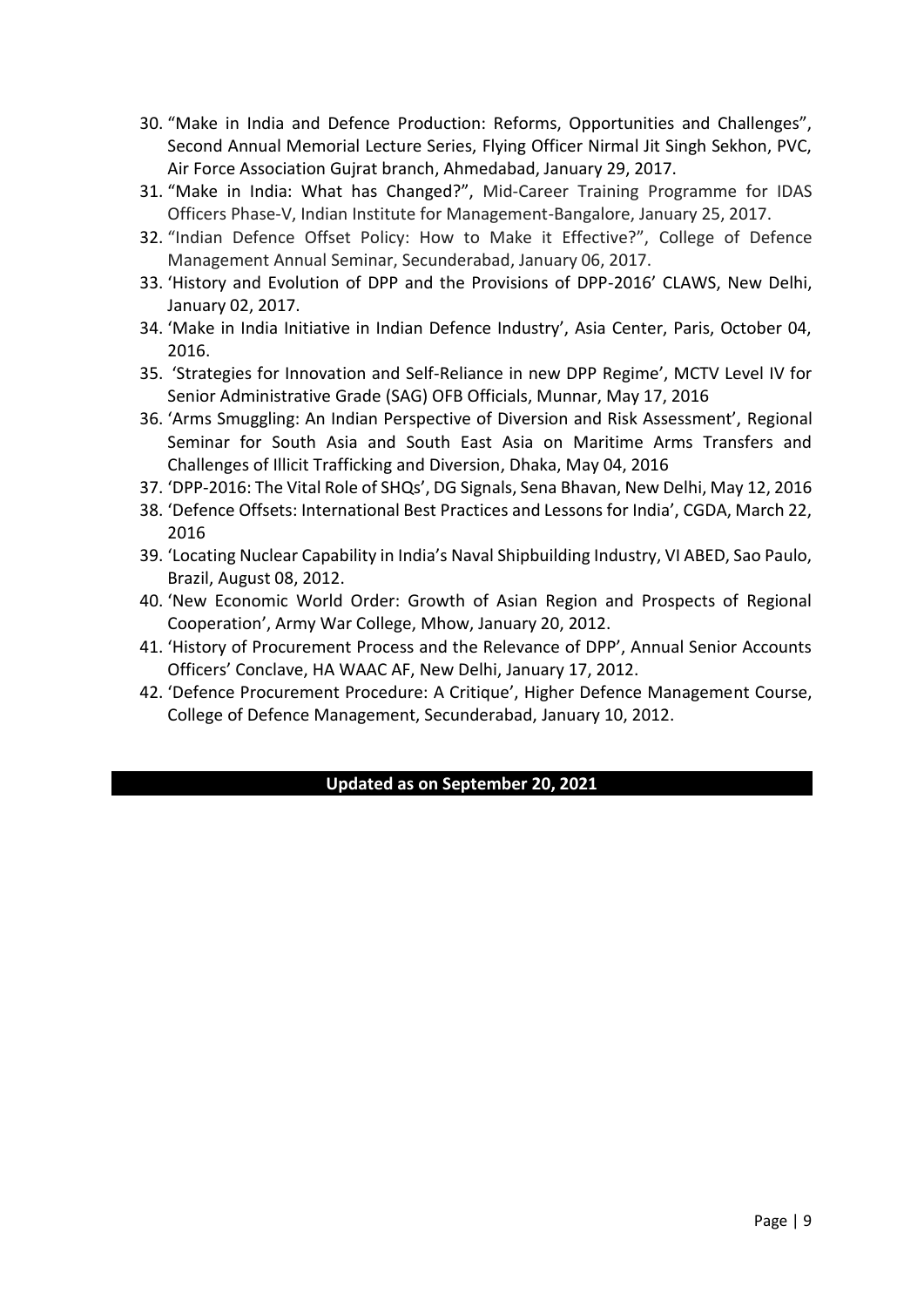30. "Make in India and Defence Production: Reforms, Opportunities and Challenges", Second Annual Memorial Lecture Series, Flying Officer Nirmal Jit Singh Sekhon, PVC, Air Force Association Gujrat branch, Ahmedabad, January 29, 2017.
31. "Make in India: What has Changed?", Mid-Career Training Programme for IDAS Officers Phase-V, Indian Institute for Management-Bangalore, January 25, 2017.
32. "Indian Defence Offset Policy: How to Make it Effective?", College of Defence Management Annual Seminar, Secunderabad, January 06, 2017.
33. 'History and Evolution of DPP and the Provisions of DPP-2016' CLAWS, New Delhi, January 02, 2017.
34. 'Make in India Initiative in Indian Defence Industry', Asia Center, Paris, October 04, 2016.
35. 'Strategies for Innovation and Self-Reliance in new DPP Regime', MCTV Level IV for Senior Administrative Grade (SAG) OFB Officials, Munnar, May 17, 2016
36. 'Arms Smuggling: An Indian Perspective of Diversion and Risk Assessment', Regional Seminar for South Asia and South East Asia on Maritime Arms Transfers and Challenges of Illicit Trafficking and Diversion, Dhaka, May 04, 2016
37. 'DPP-2016: The Vital Role of SHQs', DG Signals, Sena Bhavan, New Delhi, May 12, 2016
38. 'Defence Offsets: International Best Practices and Lessons for India', CGDA, March 22, 2016
39. 'Locating Nuclear Capability in India's Naval Shipbuilding Industry, VI ABED, Sao Paulo, Brazil, August 08, 2012.
40. 'New Economic World Order: Growth of Asian Region and Prospects of Regional Cooperation', Army War College, Mhow, January 20, 2012.
41. 'History of Procurement Process and the Relevance of DPP', Annual Senior Accounts Officers' Conclave, HA WAAC AF, New Delhi, January 17, 2012.
42. 'Defence Procurement Procedure: A Critique', Higher Defence Management Course, College of Defence Management, Secunderabad, January 10, 2012.

**Updated as on September 20, 2021**